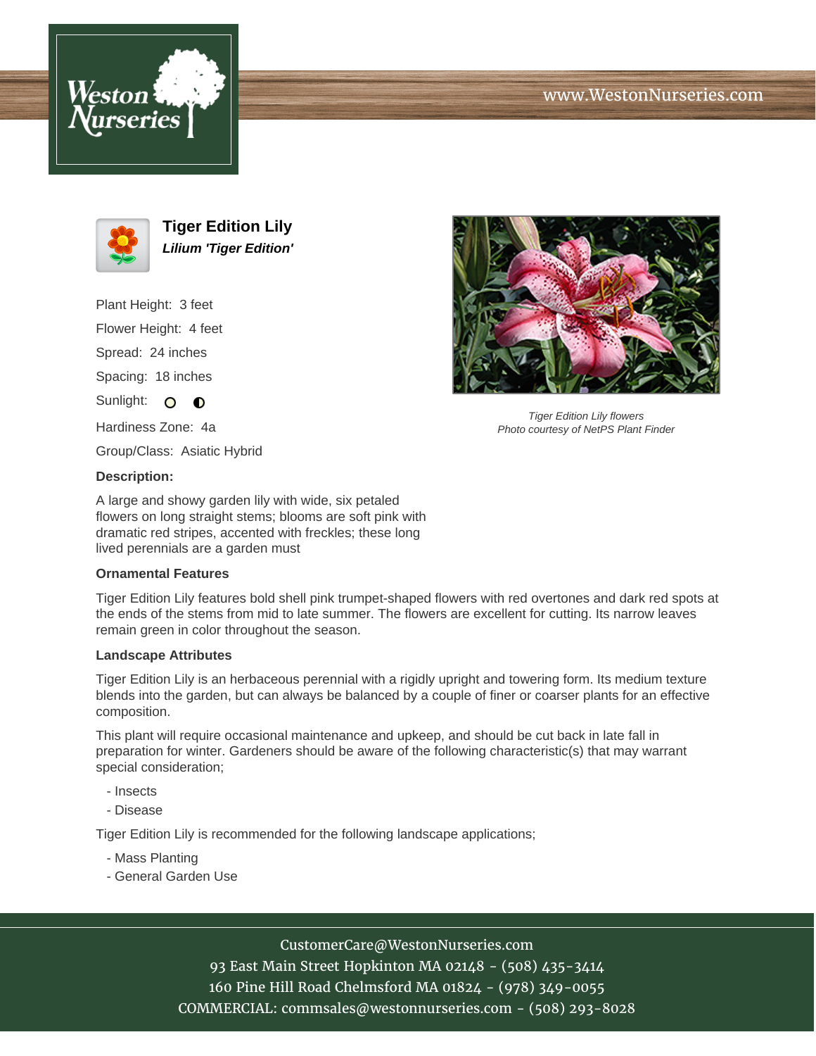Weston Nurseries

www.WestonNurseries.com

# Tiger Edition Lily

***Lilium 'Tiger Edition'***

Plant Height: 3 feet

Flower Height: 4 feet

Spread: 24 inches

Spacing: 18 inches

Sunlight:

Hardiness Zone: 4a

Group/Class: Asiatic Hybrid

Tiger Edition Lily flowers
Photo courtesy of NetPS Plant Finder

**Description:**

A large and showy garden lily with wide, six petaled flowers on long straight stems; blooms are soft pink with dramatic red stripes, accented with freckles; these long lived perennials are a garden must

**Ornamental Features**

Tiger Edition Lily features bold shell pink trumpet-shaped flowers with red overtones and dark red spots at the ends of the stems from mid to late summer. The flowers are excellent for cutting. Its narrow leaves remain green in color throughout the season.

**Landscape Attributes**

Tiger Edition Lily is an herbaceous perennial with a rigidly upright and towering form. Its medium texture blends into the garden, but can always be balanced by a couple of finer or coarser plants for an effective composition.

This plant will require occasional maintenance and upkeep, and should be cut back in late fall in preparation for winter. Gardeners should be aware of the following characteristic(s) that may warrant special consideration;

- Insects
- Disease

Tiger Edition Lily is recommended for the following landscape applications;

- Mass Planting
- General Garden Use

CustomerCare@WestonNurseries.com
93 East Main Street Hopkinton MA 02148 - (508) 435-3414
160 Pine Hill Road Chelmsford MA 01824 - (978) 349-0055
COMMERCIAL: commsales@westonnurseries.com - (508) 293-8028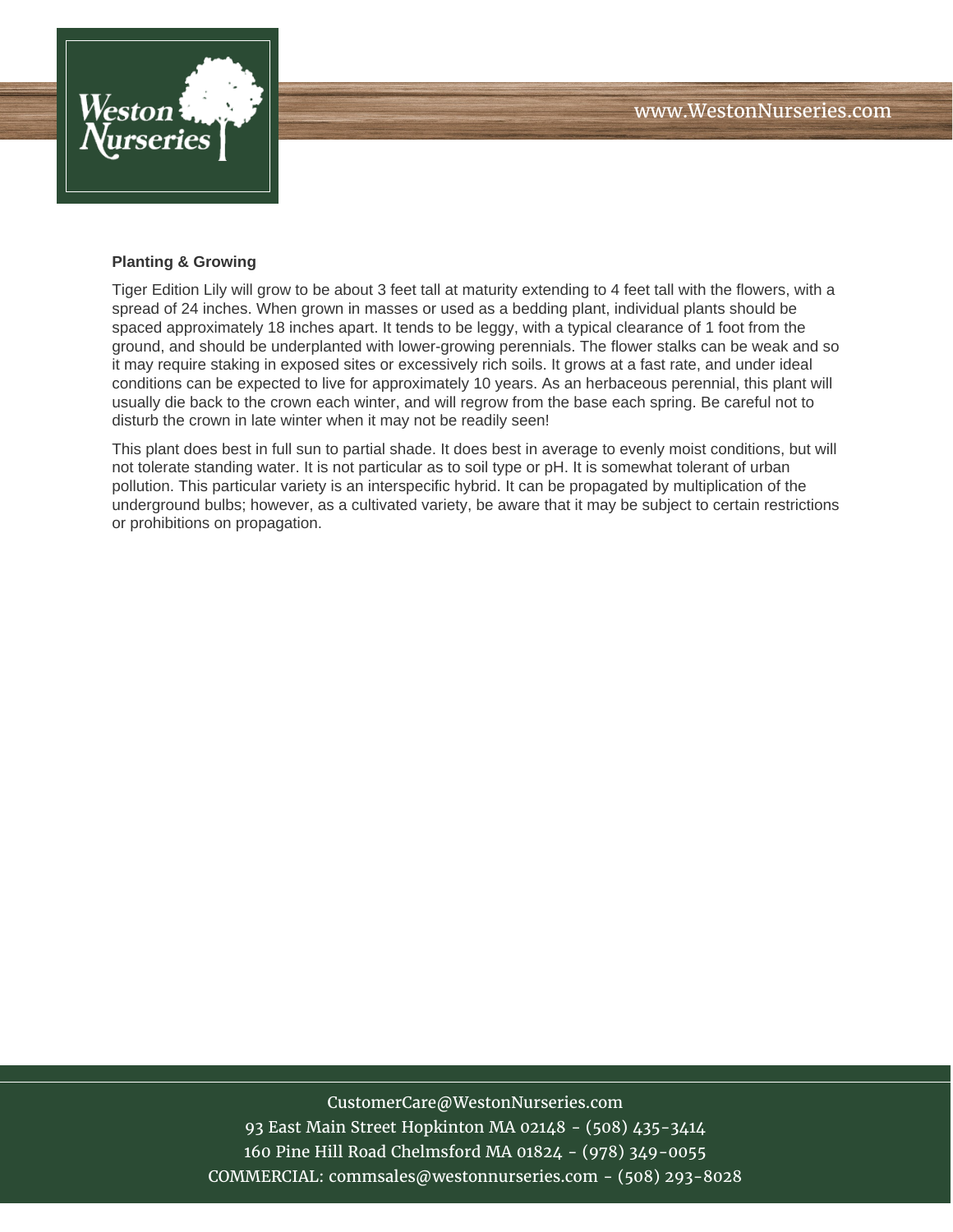### Planting & Growing

Tiger Edition Lily will grow to be about 3 feet tall at maturity extending to 4 feet tall with the flowers, with a spread of 24 inches. When grown in masses or used as a bedding plant, individual plants should be spaced approximately 18 inches apart. It tends to be leggy, with a typical clearance of 1 foot from the ground, and should be underplanted with lower-growing perennials. The flower stalks can be weak and so it may require staking in exposed sites or excessively rich soils. It grows at a fast rate, and under ideal conditions can be expected to live for approximately 10 years. As an herbaceous perennial, this plant will usually die back to the crown each winter, and will regrow from the base each spring. Be careful not to disturb the crown in late winter when it may not be readily seen!

This plant does best in full sun to partial shade. It does best in average to evenly moist conditions, but will not tolerate standing water. It is not particular as to soil type or pH. It is somewhat tolerant of urban pollution. This particular variety is an interspecific hybrid. It can be propagated by multiplication of the underground bulbs; however, as a cultivated variety, be aware that it may be subject to certain restrictions or prohibitions on propagation.